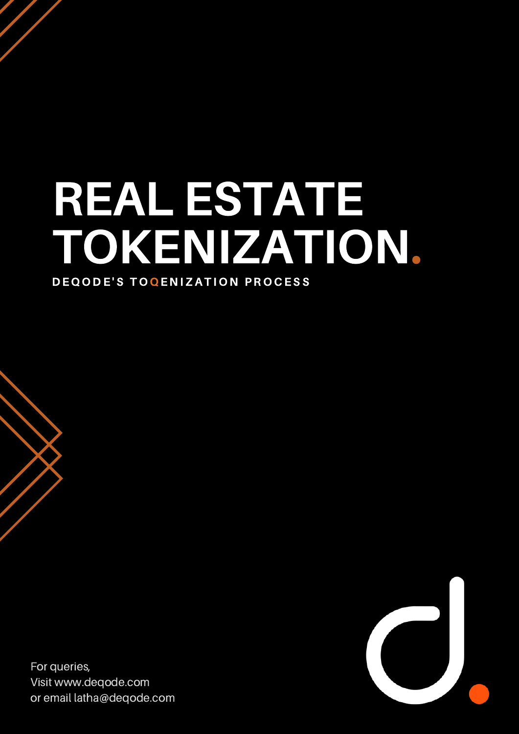# REAL ESTATE TOKENIZATION.

**DEQODE'S TOQENIZATION PROCESS**

For queries,
Visit www.deqode.com
or email latha@deqode.com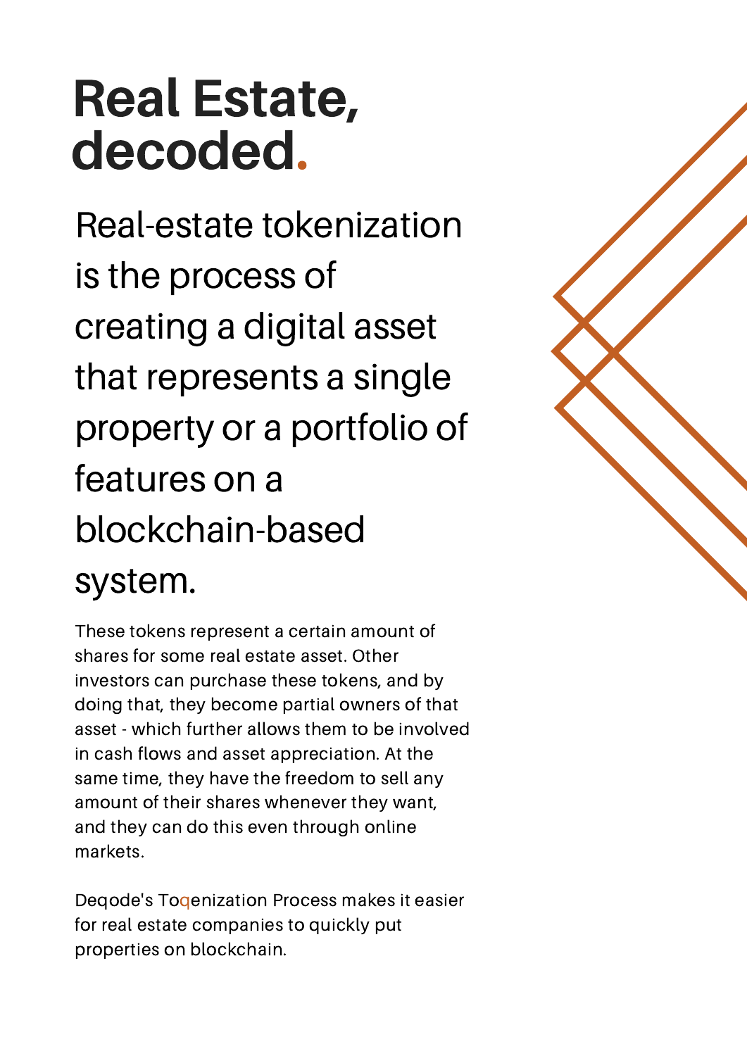# Real Estate, decoded.

## Real-estate tokenization is the process of creating a digital asset that represents a single property or a portfolio of features on a blockchain-based system.

These tokens represent a certain amount of shares for some real estate asset. Other investors can purchase these tokens, and by doing that, they become partial owners of that asset - which further allows them to be involved in cash flows and asset appreciation. At the same time, they have the freedom to sell any amount of their shares whenever they want, and they can do this even through online markets.

Deqode's Toqenization Process makes it easier for real estate companies to quickly put properties on blockchain.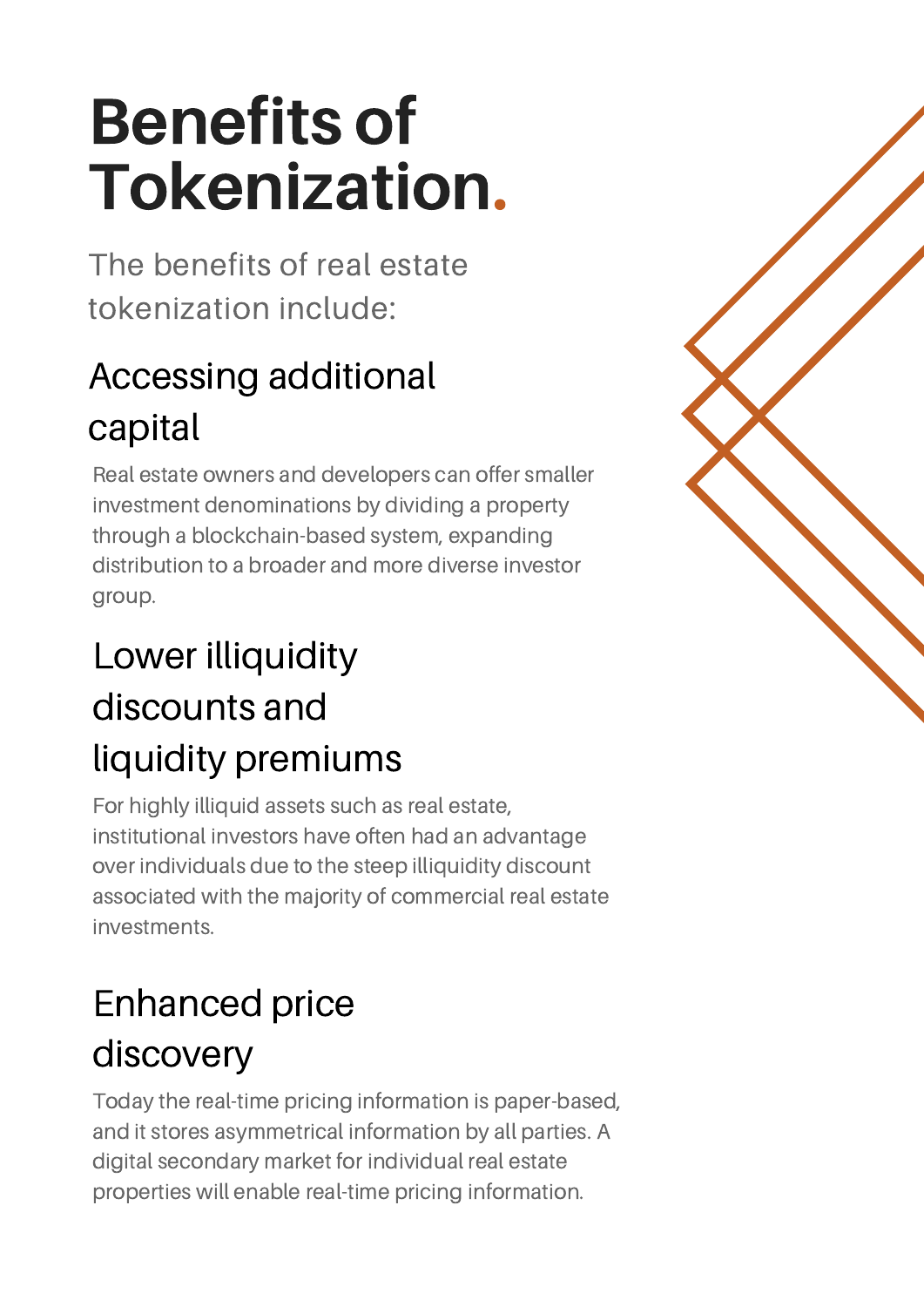# Benefits of Tokenization.

The benefits of real estate tokenization include:

## Accessing additional capital

Real estate owners and developers can offer smaller investment denominations by dividing a property through a blockchain-based system, expanding distribution to a broader and more diverse investor group.

## Lower illiquidity discounts and liquidity premiums

For highly illiquid assets such as real estate, institutional investors have often had an advantage over individuals due to the steep illiquidity discount associated with the majority of commercial real estate investments.

## Enhanced price discovery

Today the real-time pricing information is paper-based, and it stores asymmetrical information by all parties. A digital secondary market for individual real estate properties will enable real-time pricing information.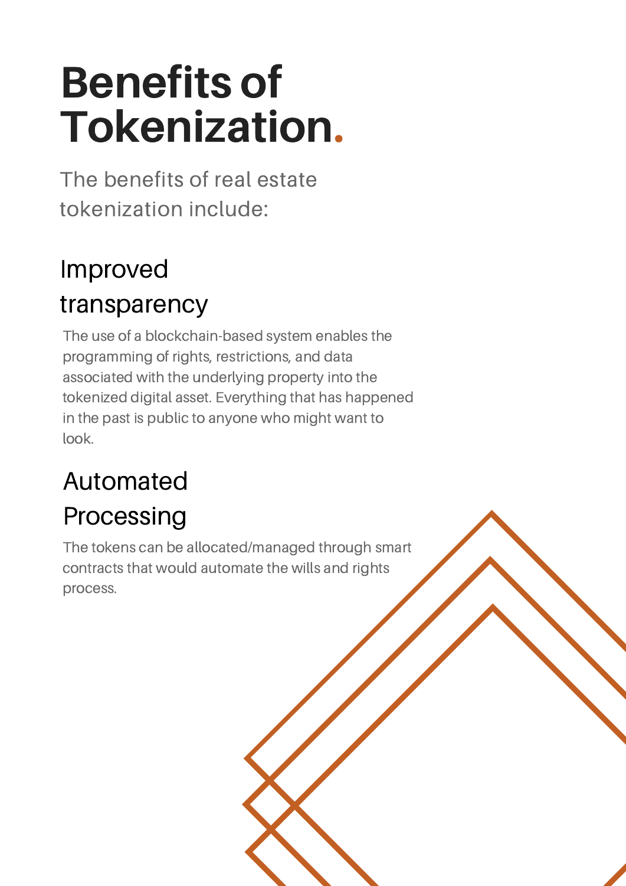# Benefits of Tokenization.

The benefits of real estate tokenization include:

## Improved transparency

The use of a blockchain-based system enables the programming of rights, restrictions, and data associated with the underlying property into the tokenized digital asset. Everything that has happened in the past is public to anyone who might want to look.

## Automated Processing

The tokens can be allocated/managed through smart contracts that would automate the wills and rights process.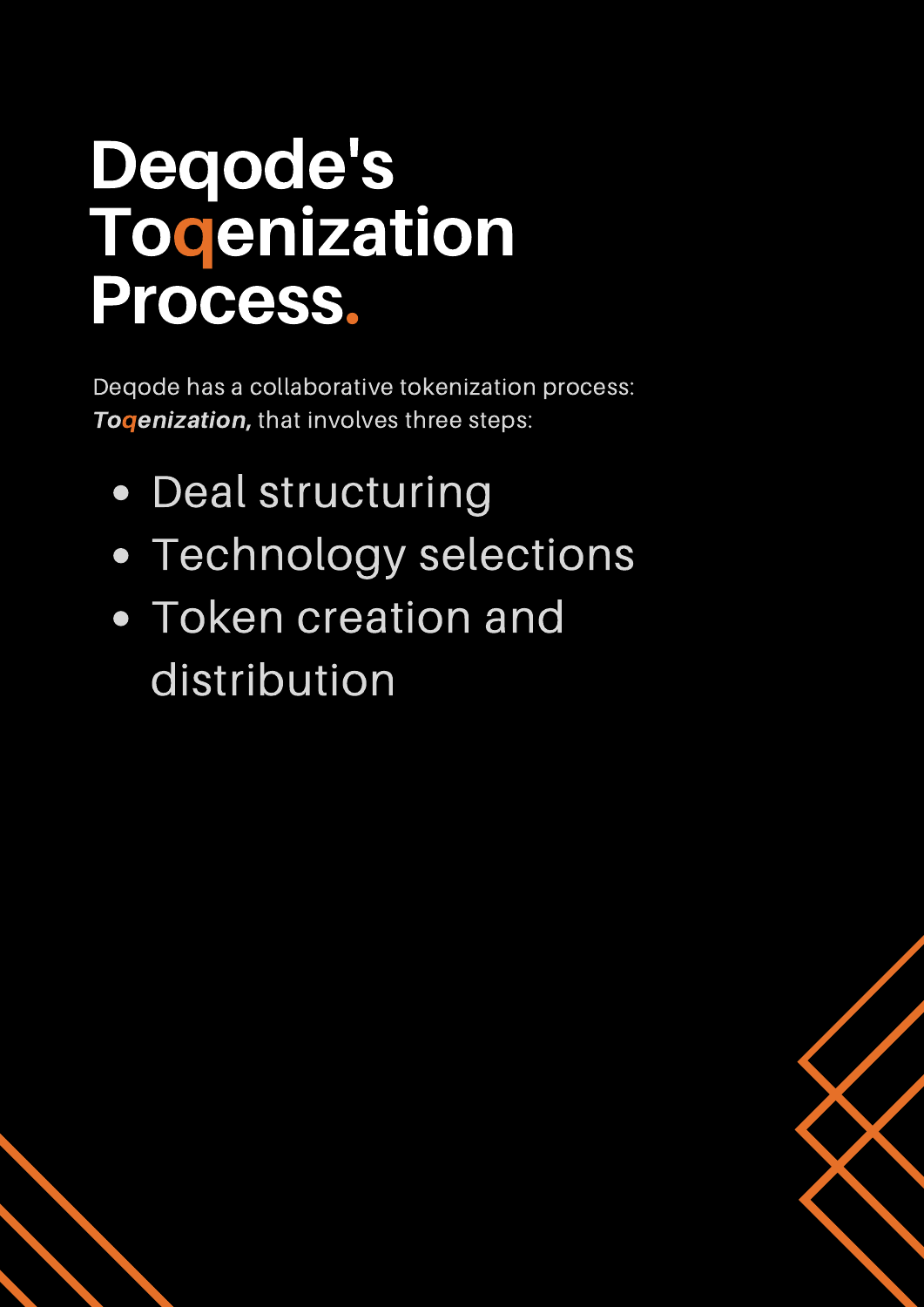# Deqode's Toqenization Process.

Deqode has a collaborative tokenization process: ***Toqenization,*** that involves three steps:

- Deal structuring
- Technology selections
- Token creation and distribution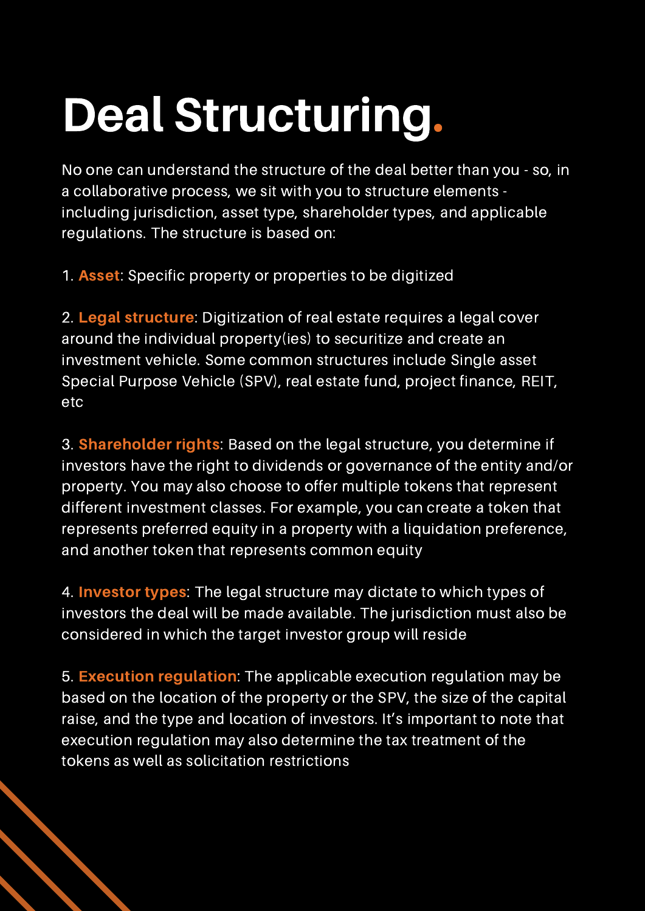# Deal Structuring.

No one can understand the structure of the deal better than you - so, in a collaborative process, we sit with you to structure elements - including jurisdiction, asset type, shareholder types, and applicable regulations. The structure is based on:

1. **Asset**: Specific property or properties to be digitized

2. **Legal structure**: Digitization of real estate requires a legal cover around the individual property(ies) to securitize and create an investment vehicle. Some common structures include Single asset Special Purpose Vehicle (SPV), real estate fund, project finance, REIT, etc

3. **Shareholder rights**: Based on the legal structure, you determine if investors have the right to dividends or governance of the entity and/or property. You may also choose to offer multiple tokens that represent different investment classes. For example, you can create a token that represents preferred equity in a property with a liquidation preference, and another token that represents common equity

4. **Investor types**: The legal structure may dictate to which types of investors the deal will be made available. The jurisdiction must also be considered in which the target investor group will reside

5. **Execution regulation**: The applicable execution regulation may be based on the location of the property or the SPV, the size of the capital raise, and the type and location of investors. It's important to note that execution regulation may also determine the tax treatment of the tokens as well as solicitation restrictions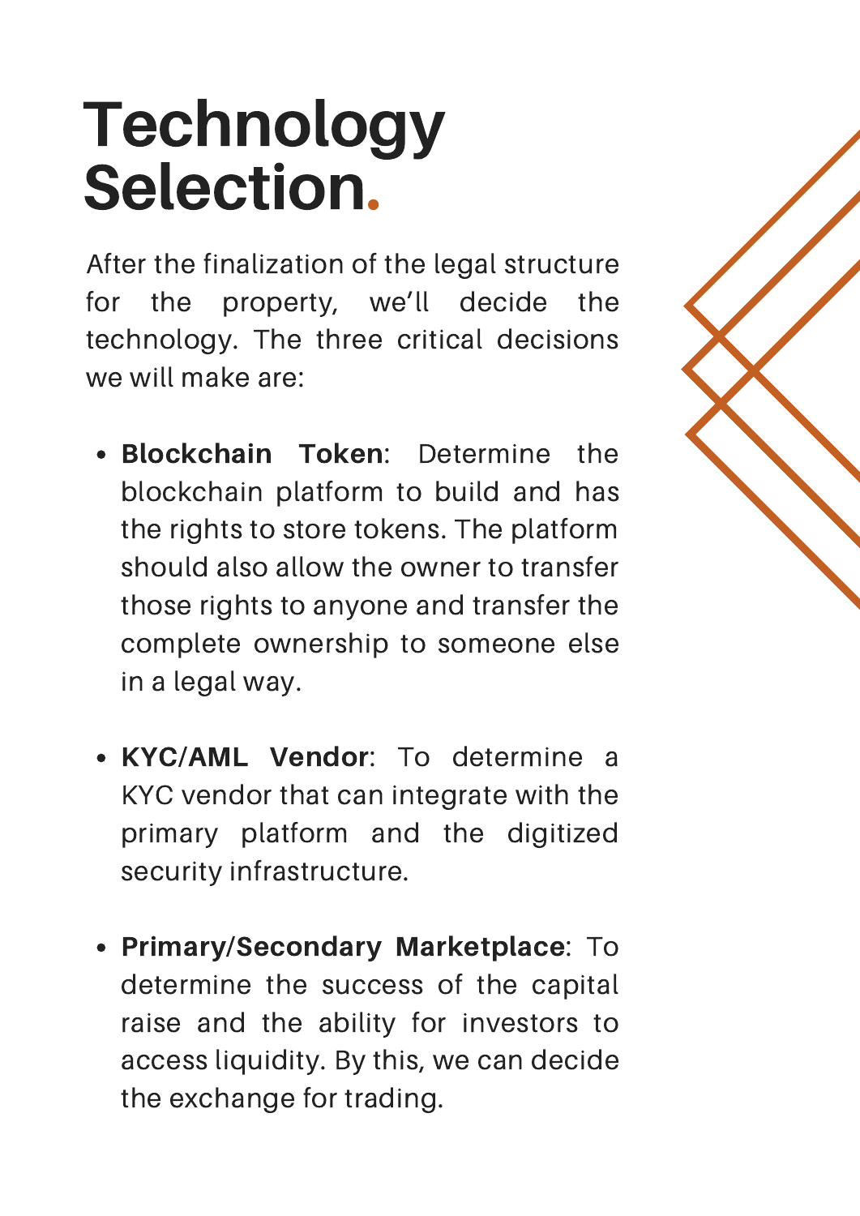# Technology Selection.

After the finalization of the legal structure for the property, we'll decide the technology. The three critical decisions we will make are:

- **Blockchain Token**: Determine the blockchain platform to build and has the rights to store tokens. The platform should also allow the owner to transfer those rights to anyone and transfer the complete ownership to someone else in a legal way.

- **KYC/AML Vendor**: To determine a KYC vendor that can integrate with the primary platform and the digitized security infrastructure.

- **Primary/Secondary Marketplace**: To determine the success of the capital raise and the ability for investors to access liquidity. By this, we can decide the exchange for trading.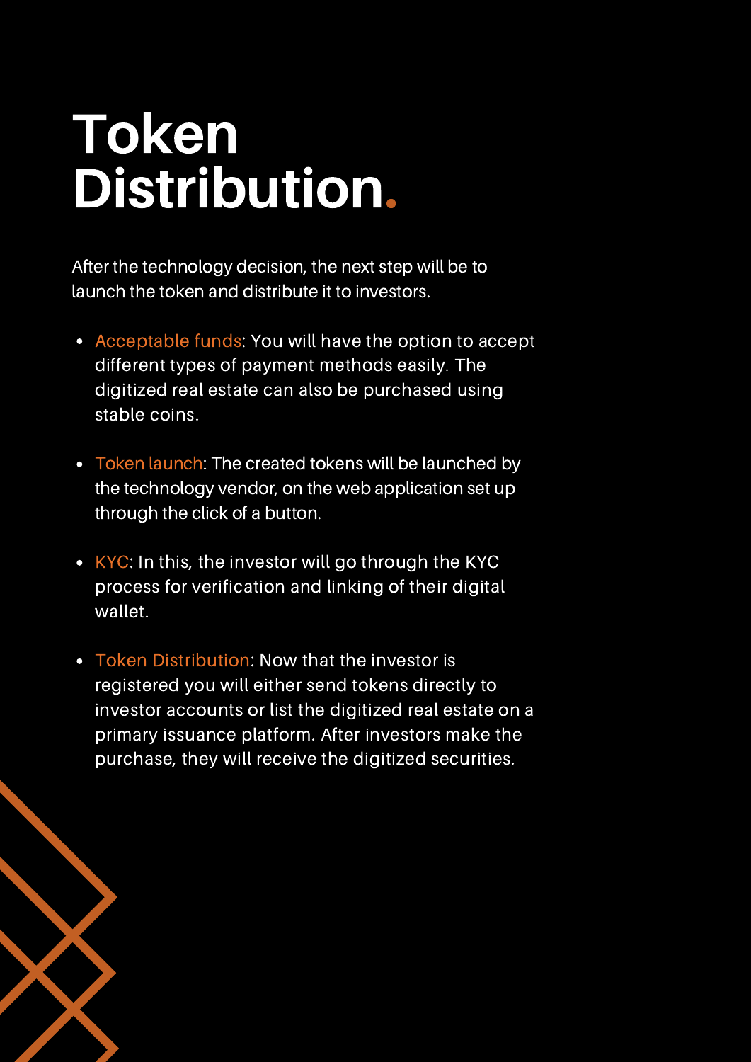# Token Distribution.

After the technology decision, the next step will be to launch the token and distribute it to investors.

- Acceptable funds: You will have the option to accept different types of payment methods easily. The digitized real estate can also be purchased using stable coins.
- Token launch: The created tokens will be launched by the technology vendor, on the web application set up through the click of a button.
- KYC: In this, the investor will go through the KYC process for verification and linking of their digital wallet.
- Token Distribution: Now that the investor is registered you will either send tokens directly to investor accounts or list the digitized real estate on a primary issuance platform. After investors make the purchase, they will receive the digitized securities.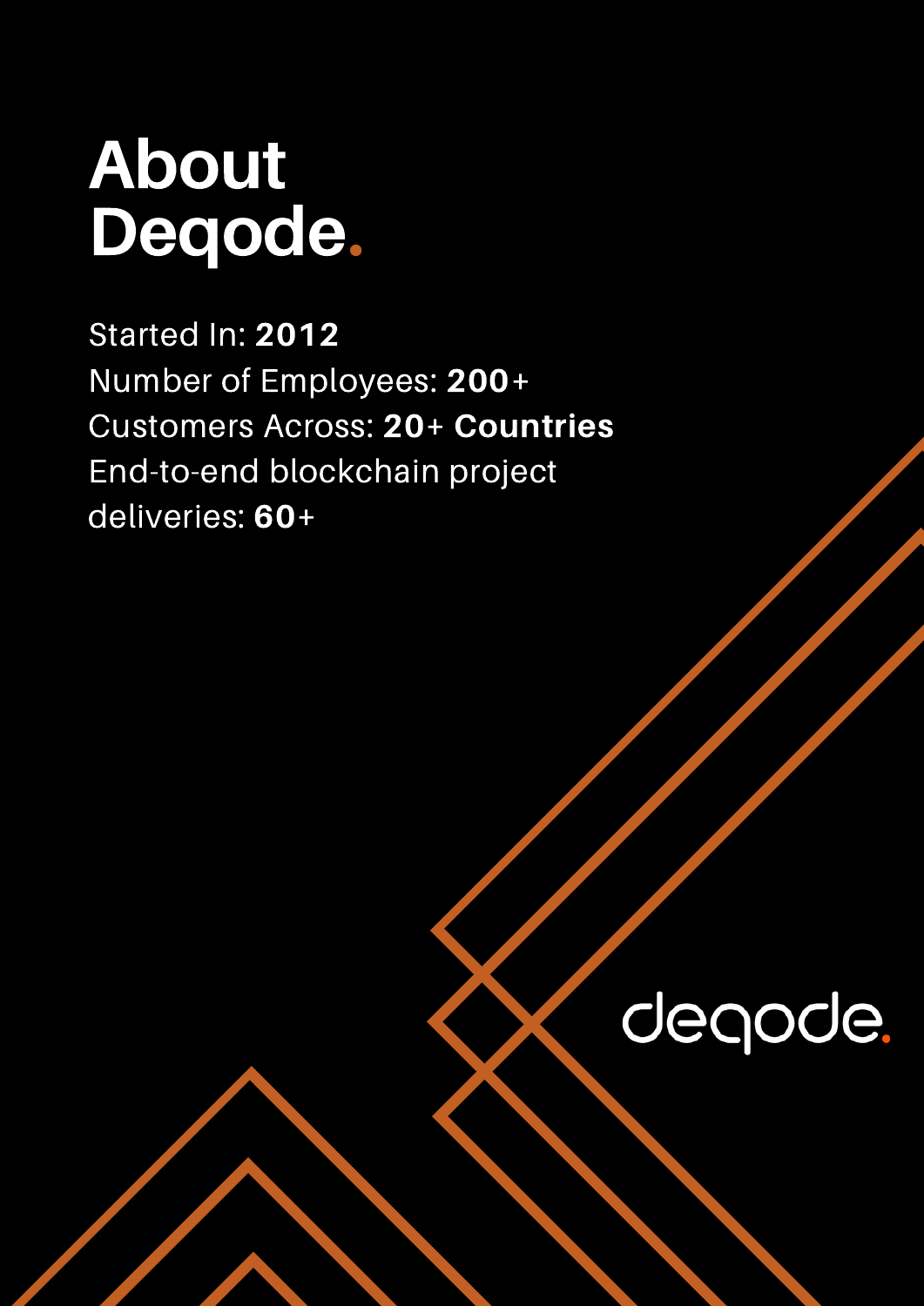# About Deqode.

Started In: **2012**
Number of Employees: **200+**
Customers Across: **20+ Countries**
End-to-end blockchain project deliveries: **60+**

deqode.